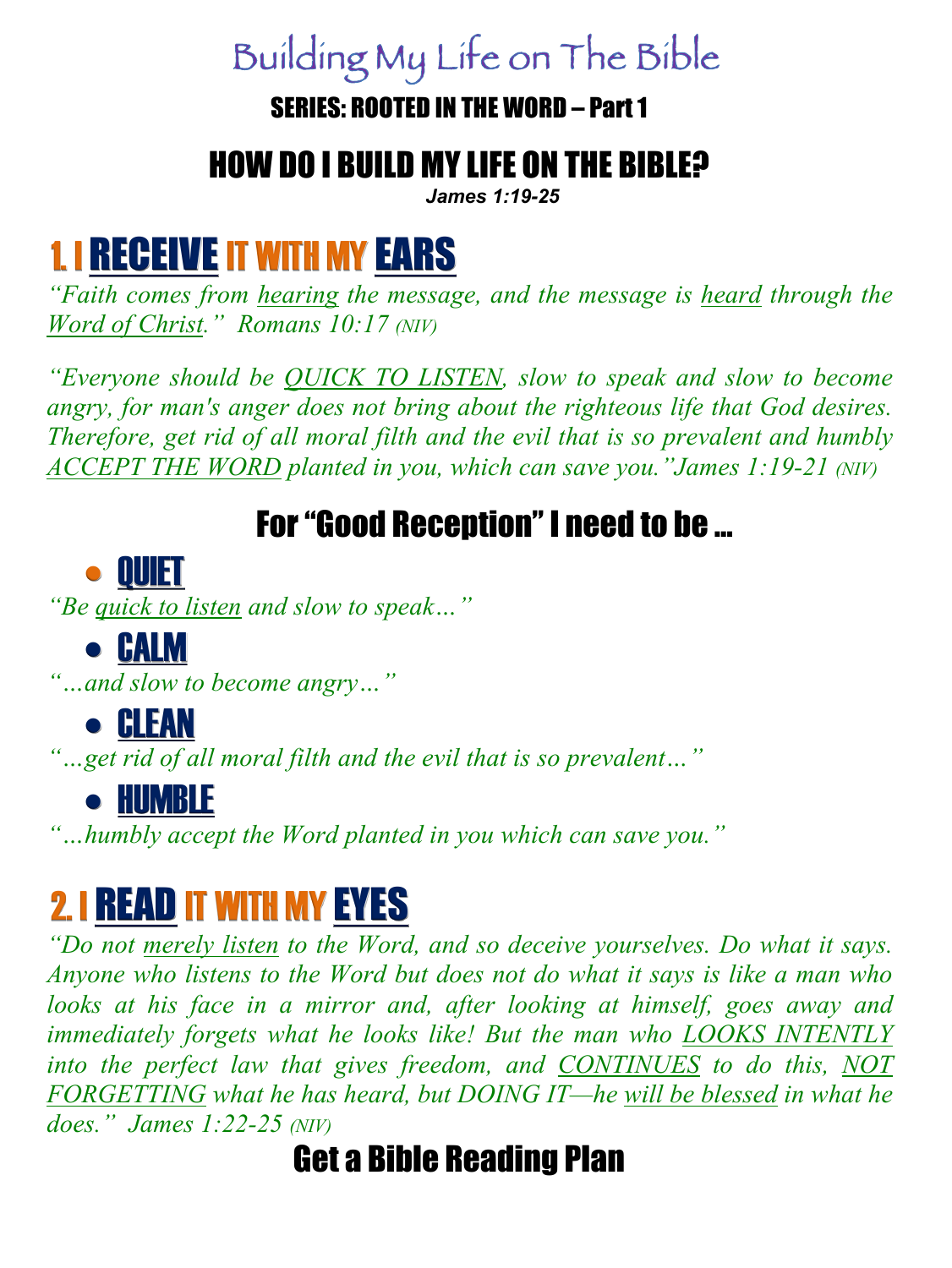# Building My Life on The Bible

**SERIES: ROOTED IN THE WORD – Part 1**

## HOW DO I BUILD MY LIFE ON THE BIBLE?

***James 1:19-25***

## 1. I RECEIVE IT WITH MY EARS

*"Faith comes from hearing the message, and the message is heard through the Word of Christ." Romans 10:17 (NIV)*

*"Everyone should be QUICK TO LISTEN, slow to speak and slow to become angry, for man's anger does not bring about the righteous life that God desires. Therefore, get rid of all moral filth and the evil that is so prevalent and humbly ACCEPT THE WORD planted in you, which can save you."James 1:19-21 (NIV)*

### For "Good Reception" I need to be …

- **QUIET**

*"Be quick to listen and slow to speak…"*

- **CALM**

*"…and slow to become angry…"*

- **CLEAN**

*"…get rid of all moral filth and the evil that is so prevalent…"*

- **HUMBLE**

*"…humbly accept the Word planted in you which can save you."*

## 2. I READ IT WITH MY EYES

*"Do not merely listen to the Word, and so deceive yourselves. Do what it says. Anyone who listens to the Word but does not do what it says is like a man who looks at his face in a mirror and, after looking at himself, goes away and immediately forgets what he looks like! But the man who LOOKS INTENTLY into the perfect law that gives freedom, and CONTINUES to do this, NOT FORGETTING what he has heard, but DOING IT—he will be blessed in what he does." James 1:22-25 (NIV)*

### Get a Bible Reading Plan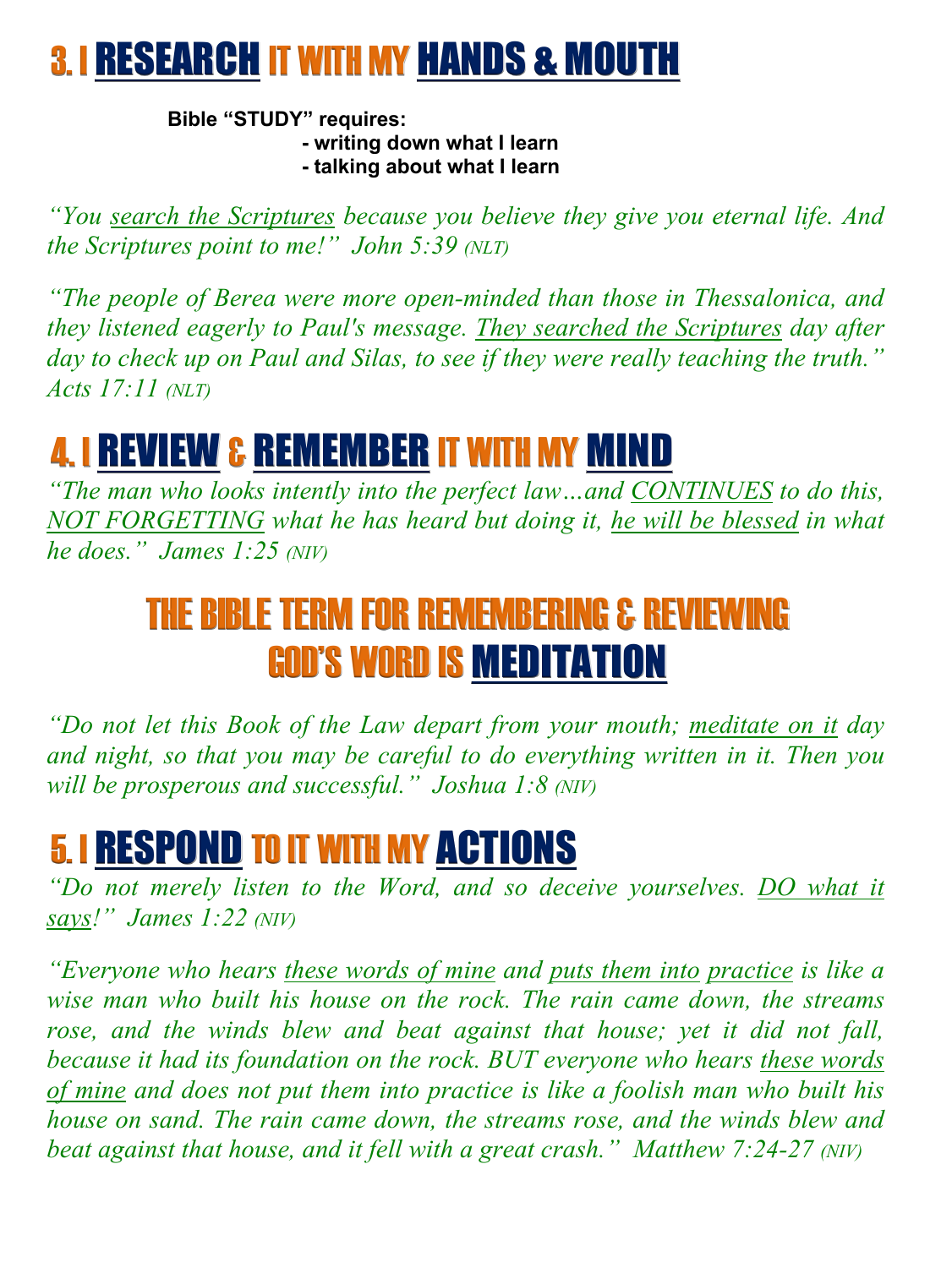# 3. I RESEARCH IT WITH MY HANDS & MOUTH

**Bible "STUDY" requires:**
**- writing down what I learn**
**- talking about what I learn**

*"You search the Scriptures because you believe they give you eternal life. And the Scriptures point to me!" John 5:39 (NLT)*

*"The people of Berea were more open-minded than those in Thessalonica, and they listened eagerly to Paul's message. They searched the Scriptures day after day to check up on Paul and Silas, to see if they were really teaching the truth." Acts 17:11 (NLT)*

# 4. I REVIEW & REMEMBER IT WITH MY MIND

*"The man who looks intently into the perfect law…and CONTINUES to do this, NOT FORGETTING what he has heard but doing it, he will be blessed in what he does." James 1:25 (NIV)*

## THE BIBLE TERM FOR REMEMBERING & REVIEWING GOD'S WORD IS MEDITATION

*"Do not let this Book of the Law depart from your mouth; meditate on it day and night, so that you may be careful to do everything written in it. Then you will be prosperous and successful." Joshua 1:8 (NIV)*

# 5. I RESPOND TO IT WITH MY ACTIONS

*"Do not merely listen to the Word, and so deceive yourselves. DO what it says!" James 1:22 (NIV)*

*"Everyone who hears these words of mine and puts them into practice is like a wise man who built his house on the rock. The rain came down, the streams rose, and the winds blew and beat against that house; yet it did not fall, because it had its foundation on the rock. BUT everyone who hears these words of mine and does not put them into practice is like a foolish man who built his house on sand. The rain came down, the streams rose, and the winds blew and beat against that house, and it fell with a great crash." Matthew 7:24-27 (NIV)*